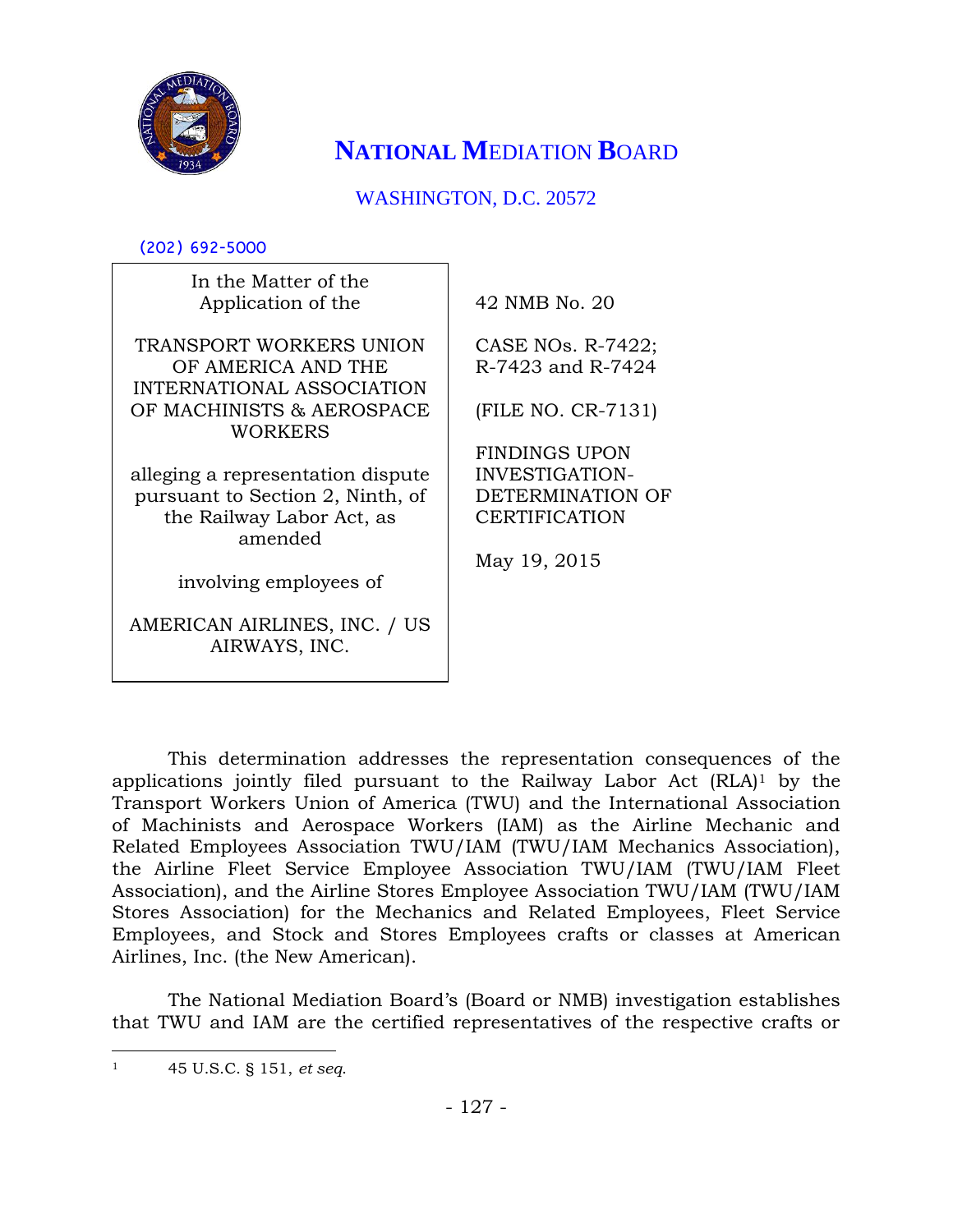# NATIONAL MEDIATION BOARD

WASHINGTON, D.C. 20572

(202) 692-5000

| In the Matter of the Application of the<br><br>TRANSPORT WORKERS UNION OF AMERICA AND THE INTERNATIONAL ASSOCIATION OF MACHINISTS & AEROSPACE WORKERS<br><br>alleging a representation dispute pursuant to Section 2, Ninth, of the Railway Labor Act, as amended<br><br>involving employees of<br><br>AMERICAN AIRLINES, INC. / US AIRWAYS, INC. | 42 NMB No. 20<br><br>CASE NOs. R-7422; R-7423 and R-7424<br><br>(FILE NO. CR-7131)<br><br>FINDINGS UPON INVESTIGATION-DETERMINATION OF CERTIFICATION<br><br>May 19, 2015 |
|---|---|

This determination addresses the representation consequences of the applications jointly filed pursuant to the Railway Labor Act (RLA)[1] by the Transport Workers Union of America (TWU) and the International Association of Machinists and Aerospace Workers (IAM) as the Airline Mechanic and Related Employees Association TWU/IAM (TWU/IAM Mechanics Association), the Airline Fleet Service Employee Association TWU/IAM (TWU/IAM Fleet Association), and the Airline Stores Employee Association TWU/IAM (TWU/IAM Stores Association) for the Mechanics and Related Employees, Fleet Service Employees, and Stock and Stores Employees crafts or classes at American Airlines, Inc. (the New American).

The National Mediation Board's (Board or NMB) investigation establishes that TWU and IAM are the certified representatives of the respective crafts or

---

[1] 45 U.S.C. § 151, *et seq.*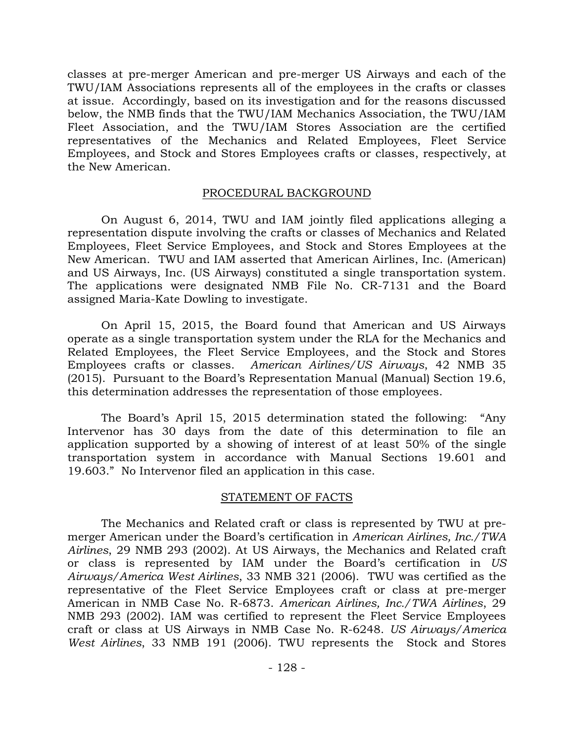classes at pre-merger American and pre-merger US Airways and each of the TWU/IAM Associations represents all of the employees in the crafts or classes at issue. Accordingly, based on its investigation and for the reasons discussed below, the NMB finds that the TWU/IAM Mechanics Association, the TWU/IAM Fleet Association, and the TWU/IAM Stores Association are the certified representatives of the Mechanics and Related Employees, Fleet Service Employees, and Stock and Stores Employees crafts or classes, respectively, at the New American.

## PROCEDURAL BACKGROUND

On August 6, 2014, TWU and IAM jointly filed applications alleging a representation dispute involving the crafts or classes of Mechanics and Related Employees, Fleet Service Employees, and Stock and Stores Employees at the New American. TWU and IAM asserted that American Airlines, Inc. (American) and US Airways, Inc. (US Airways) constituted a single transportation system. The applications were designated NMB File No. CR-7131 and the Board assigned Maria-Kate Dowling to investigate.

On April 15, 2015, the Board found that American and US Airways operate as a single transportation system under the RLA for the Mechanics and Related Employees, the Fleet Service Employees, and the Stock and Stores Employees crafts or classes. *American Airlines/US Airways*, 42 NMB 35 (2015). Pursuant to the Board's Representation Manual (Manual) Section 19.6, this determination addresses the representation of those employees.

The Board's April 15, 2015 determination stated the following: "Any Intervenor has 30 days from the date of this determination to file an application supported by a showing of interest of at least 50% of the single transportation system in accordance with Manual Sections 19.601 and 19.603." No Intervenor filed an application in this case.

## STATEMENT OF FACTS

The Mechanics and Related craft or class is represented by TWU at pre-merger American under the Board's certification in *American Airlines, Inc./TWA Airlines*, 29 NMB 293 (2002). At US Airways, the Mechanics and Related craft or class is represented by IAM under the Board's certification in *US Airways/America West Airlines*, 33 NMB 321 (2006). TWU was certified as the representative of the Fleet Service Employees craft or class at pre-merger American in NMB Case No. R-6873. *American Airlines, Inc./TWA Airlines*, 29 NMB 293 (2002). IAM was certified to represent the Fleet Service Employees craft or class at US Airways in NMB Case No. R-6248. *US Airways/America West Airlines*, 33 NMB 191 (2006). TWU represents the Stock and Stores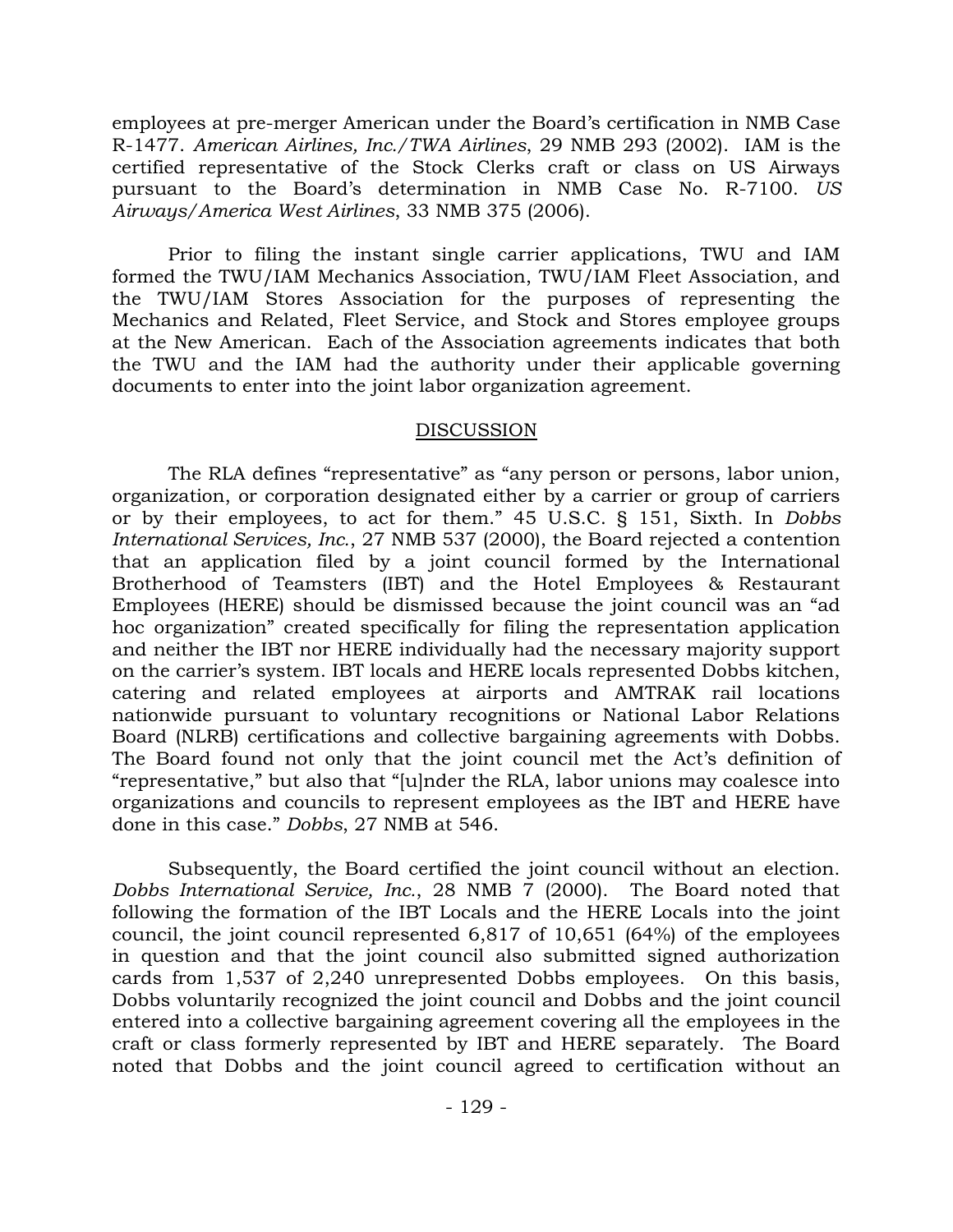employees at pre-merger American under the Board's certification in NMB Case R-1477. *American Airlines, Inc./TWA Airlines*, 29 NMB 293 (2002). IAM is the certified representative of the Stock Clerks craft or class on US Airways pursuant to the Board's determination in NMB Case No. R-7100. *US Airways/America West Airlines*, 33 NMB 375 (2006).

Prior to filing the instant single carrier applications, TWU and IAM formed the TWU/IAM Mechanics Association, TWU/IAM Fleet Association, and the TWU/IAM Stores Association for the purposes of representing the Mechanics and Related, Fleet Service, and Stock and Stores employee groups at the New American. Each of the Association agreements indicates that both the TWU and the IAM had the authority under their applicable governing documents to enter into the joint labor organization agreement.

## DISCUSSION

The RLA defines "representative" as "any person or persons, labor union, organization, or corporation designated either by a carrier or group of carriers or by their employees, to act for them." 45 U.S.C. § 151, Sixth. In *Dobbs International Services, Inc.*, 27 NMB 537 (2000), the Board rejected a contention that an application filed by a joint council formed by the International Brotherhood of Teamsters (IBT) and the Hotel Employees & Restaurant Employees (HERE) should be dismissed because the joint council was an "ad hoc organization" created specifically for filing the representation application and neither the IBT nor HERE individually had the necessary majority support on the carrier's system. IBT locals and HERE locals represented Dobbs kitchen, catering and related employees at airports and AMTRAK rail locations nationwide pursuant to voluntary recognitions or National Labor Relations Board (NLRB) certifications and collective bargaining agreements with Dobbs. The Board found not only that the joint council met the Act's definition of "representative," but also that "[u]nder the RLA, labor unions may coalesce into organizations and councils to represent employees as the IBT and HERE have done in this case." *Dobbs*, 27 NMB at 546.

Subsequently, the Board certified the joint council without an election. *Dobbs International Service, Inc.*, 28 NMB 7 (2000). The Board noted that following the formation of the IBT Locals and the HERE Locals into the joint council, the joint council represented 6,817 of 10,651 (64%) of the employees in question and that the joint council also submitted signed authorization cards from 1,537 of 2,240 unrepresented Dobbs employees. On this basis, Dobbs voluntarily recognized the joint council and Dobbs and the joint council entered into a collective bargaining agreement covering all the employees in the craft or class formerly represented by IBT and HERE separately. The Board noted that Dobbs and the joint council agreed to certification without an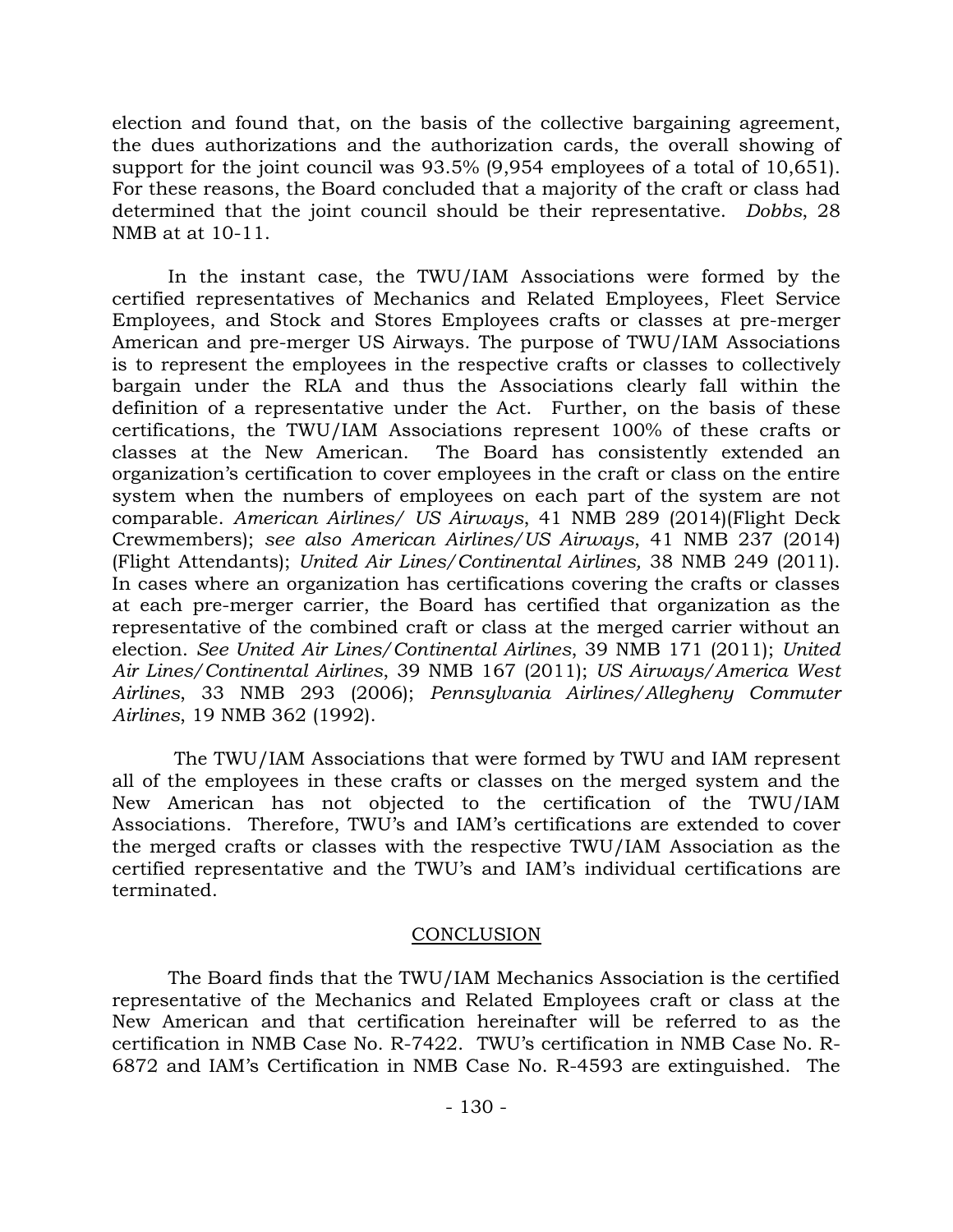election and found that, on the basis of the collective bargaining agreement, the dues authorizations and the authorization cards, the overall showing of support for the joint council was 93.5% (9,954 employees of a total of 10,651). For these reasons, the Board concluded that a majority of the craft or class had determined that the joint council should be their representative. *Dobbs*, 28 NMB at at 10-11.

In the instant case, the TWU/IAM Associations were formed by the certified representatives of Mechanics and Related Employees, Fleet Service Employees, and Stock and Stores Employees crafts or classes at pre-merger American and pre-merger US Airways. The purpose of TWU/IAM Associations is to represent the employees in the respective crafts or classes to collectively bargain under the RLA and thus the Associations clearly fall within the definition of a representative under the Act. Further, on the basis of these certifications, the TWU/IAM Associations represent 100% of these crafts or classes at the New American. The Board has consistently extended an organization's certification to cover employees in the craft or class on the entire system when the numbers of employees on each part of the system are not comparable. *American Airlines/ US Airways*, 41 NMB 289 (2014)(Flight Deck Crewmembers); *see also American Airlines/US Airways*, 41 NMB 237 (2014) (Flight Attendants); *United Air Lines/Continental Airlines,* 38 NMB 249 (2011). In cases where an organization has certifications covering the crafts or classes at each pre-merger carrier, the Board has certified that organization as the representative of the combined craft or class at the merged carrier without an election. *See United Air Lines/Continental Airlines*, 39 NMB 171 (2011); *United Air Lines/Continental Airlines*, 39 NMB 167 (2011); *US Airways/America West Airlines*, 33 NMB 293 (2006); *Pennsylvania Airlines/Allegheny Commuter Airlines*, 19 NMB 362 (1992).

The TWU/IAM Associations that were formed by TWU and IAM represent all of the employees in these crafts or classes on the merged system and the New American has not objected to the certification of the TWU/IAM Associations. Therefore, TWU's and IAM's certifications are extended to cover the merged crafts or classes with the respective TWU/IAM Association as the certified representative and the TWU's and IAM's individual certifications are terminated.

## CONCLUSION

The Board finds that the TWU/IAM Mechanics Association is the certified representative of the Mechanics and Related Employees craft or class at the New American and that certification hereinafter will be referred to as the certification in NMB Case No. R-7422. TWU's certification in NMB Case No. R-6872 and IAM's Certification in NMB Case No. R-4593 are extinguished. The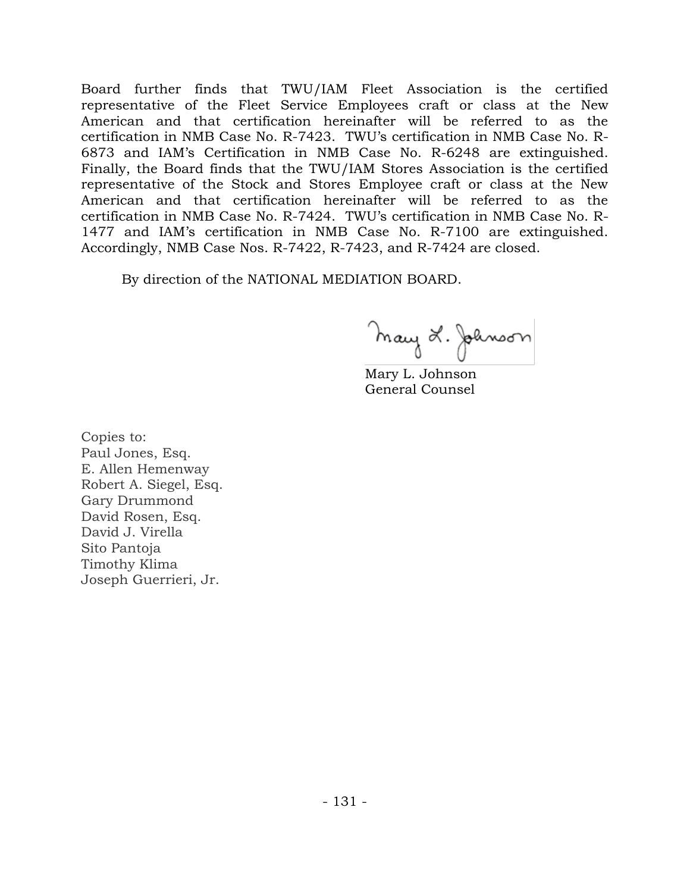Board further finds that TWU/IAM Fleet Association is the certified representative of the Fleet Service Employees craft or class at the New American and that certification hereinafter will be referred to as the certification in NMB Case No. R-7423. TWU's certification in NMB Case No. R-6873 and IAM's Certification in NMB Case No. R-6248 are extinguished. Finally, the Board finds that the TWU/IAM Stores Association is the certified representative of the Stock and Stores Employee craft or class at the New American and that certification hereinafter will be referred to as the certification in NMB Case No. R-7424. TWU's certification in NMB Case No. R-1477 and IAM's certification in NMB Case No. R-7100 are extinguished. Accordingly, NMB Case Nos. R-7422, R-7423, and R-7424 are closed.

By direction of the NATIONAL MEDIATION BOARD.

Mary L. Johnson
General Counsel

Copies to:
Paul Jones, Esq.
E. Allen Hemenway
Robert A. Siegel, Esq.
Gary Drummond
David Rosen, Esq.
David J. Virella
Sito Pantoja
Timothy Klima
Joseph Guerrieri, Jr.